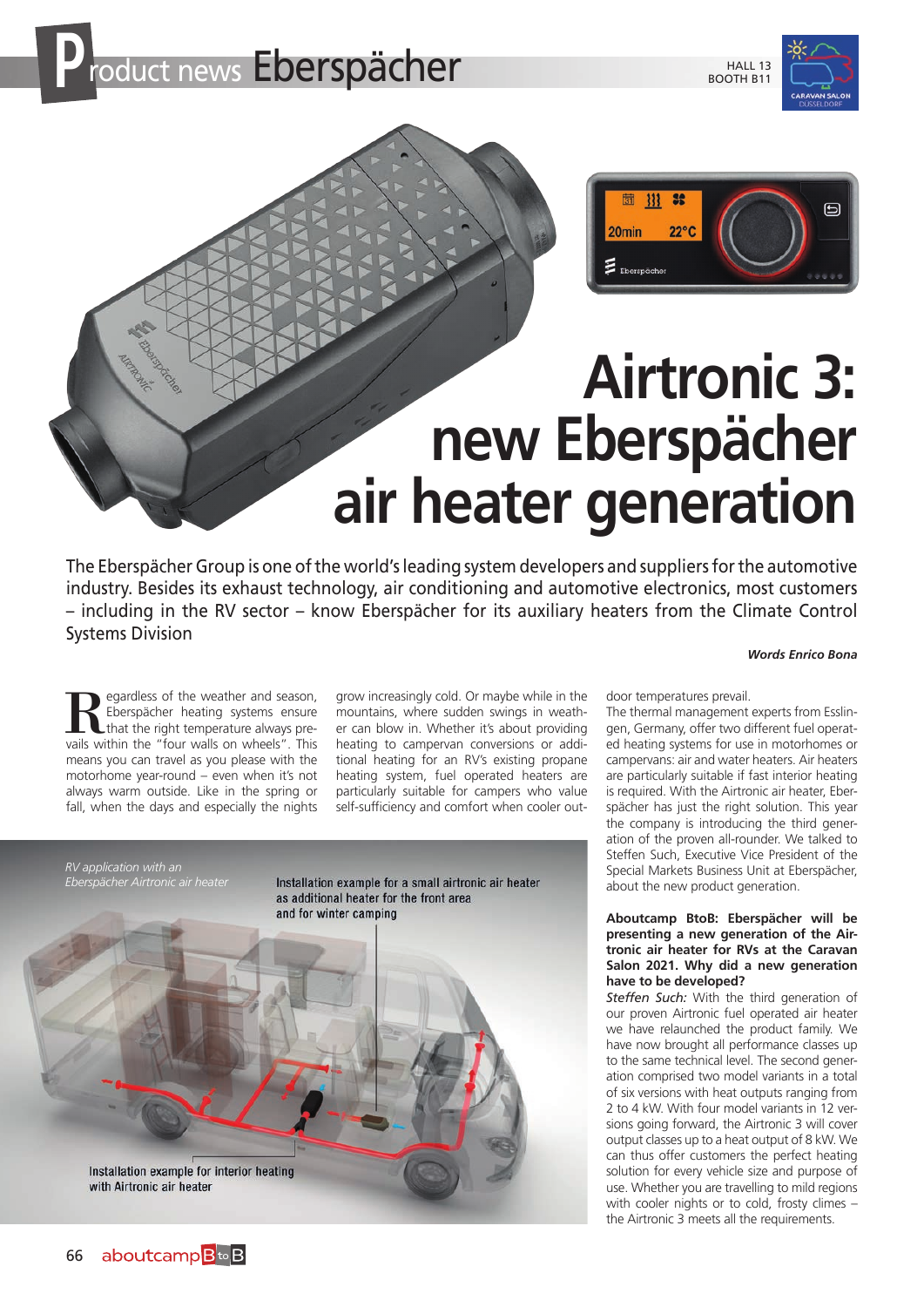# Product news Eberspächer

HALL 13
BOOTH B11

# Airtronic 3: new Eberspächer air heater generation

The Eberspächer Group is one of the world's leading system developers and suppliers for the automotive industry. Besides its exhaust technology, air conditioning and automotive electronics, most customers – including in the RV sector – know Eberspächer for its auxiliary heaters from the Climate Control Systems Division

***Words Enrico Bona***

Regardless of the weather and season, Eberspächer heating systems ensure that the right temperature always prevails within the "four walls on wheels". This means you can travel as you please with the motorhome year-round – even when it's not always warm outside. Like in the spring or fall, when the days and especially the nights grow increasingly cold. Or maybe while in the mountains, where sudden swings in weather can blow in. Whether it's about providing heating to campervan conversions or additional heating for an RV's existing propane heating system, fuel operated heaters are particularly suitable for campers who value self-sufficiency and comfort when cooler outdoor temperatures prevail.

The thermal management experts from Esslingen, Germany, offer two different fuel operated heating systems for use in motorhomes or campervans: air and water heaters. Air heaters are particularly suitable if fast interior heating is required. With the Airtronic air heater, Eberspächer has just the right solution. This year the company is introducing the third generation of the proven all-rounder. We talked to Steffen Such, Executive Vice President of the Special Markets Business Unit at Eberspächer, about the new product generation.

*RV application with an Eberspächer Airtronic air heater*

Installation example for a small airtronic air heater as additional heater for the front area and for winter camping

Installation example for interior heating with Airtronic air heater

**Aboutcamp BtoB: Eberspächer will be presenting a new generation of the Airtronic air heater for RVs at the Caravan Salon 2021. Why did a new generation have to be developed?**

*Steffen Such:* With the third generation of our proven Airtronic fuel operated air heater we have relaunched the product family. We have now brought all performance classes up to the same technical level. The second generation comprised two model variants in a total of six versions with heat outputs ranging from 2 to 4 kW. With four model variants in 12 versions going forward, the Airtronic 3 will cover output classes up to a heat output of 8 kW. We can thus offer customers the perfect heating solution for every vehicle size and purpose of use. Whether you are travelling to mild regions with cooler nights or to cold, frosty climes – the Airtronic 3 meets all the requirements.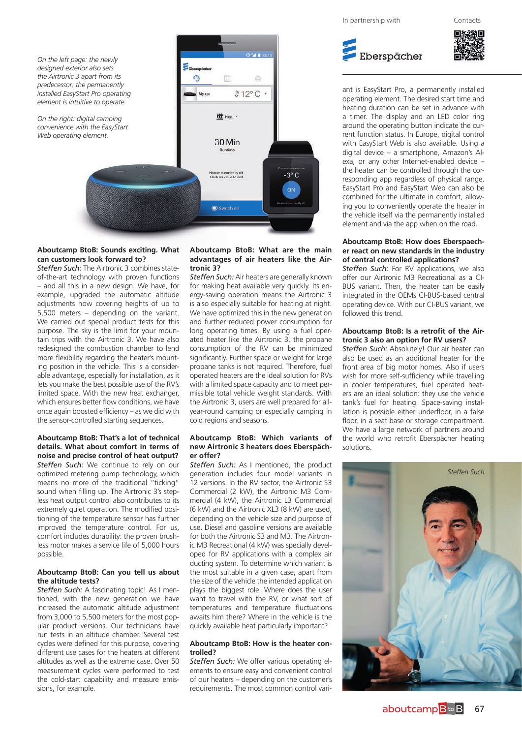*On the left page: the newly designed exterior also sets the Airtronic 3 apart from its predecessor; the permanently installed EasyStart Pro operating element is intuitive to operate.*

*On the right: digital camping convenience with the EasyStart Web operating element.*

In partnership with

Contacts

Eberspächer

**Aboutcamp BtoB: Sounds exciting. What can customers look forward to?**
*Steffen Such:* The Airtronic 3 combines state-of-the-art technology with proven functions – and all this in a new design. We have, for example, upgraded the automatic altitude adjustments now covering heights of up to 5,500 meters – depending on the variant. We carried out special product tests for this purpose. The sky is the limit for your mountain trips with the Airtronic 3. We have also redesigned the combustion chamber to lend more flexibility regarding the heater's mounting position in the vehicle. This is a considerable advantage, especially for installation, as it lets you make the best possible use of the RV's limited space. With the new heat exchanger, which ensures better flow conditions, we have once again boosted efficiency – as we did with the sensor-controlled starting sequences.

**Aboutcamp BtoB: That's a lot of technical details. What about comfort in terms of noise and precise control of heat output?**
*Steffen Such:* We continue to rely on our optimized metering pump technology, which means no more of the traditional "ticking" sound when filling up. The Airtronic 3's stepless heat output control also contributes to its extremely quiet operation. The modified positioning of the temperature sensor has further improved the temperature control. For us, comfort includes durability: the proven brushless motor makes a service life of 5,000 hours possible.

**Aboutcamp BtoB: Can you tell us about the altitude tests?**
*Steffen Such:* A fascinating topic! As I mentioned, with the new generation we have increased the automatic altitude adjustment from 3,000 to 5,500 meters for the most popular product versions. Our technicians have run tests in an altitude chamber. Several test cycles were defined for this purpose, covering different use cases for the heaters at different altitudes as well as the extreme case. Over 50 measurement cycles were performed to test the cold-start capability and measure emissions, for example.

**Aboutcamp BtoB: What are the main advantages of air heaters like the Airtronic 3?**
*Steffen Such:* Air heaters are generally known for making heat available very quickly. Its energy-saving operation means the Airtronic 3 is also especially suitable for heating at night. We have optimized this in the new generation and further reduced power consumption for long operating times. By using a fuel operated heater like the Airtronic 3, the propane consumption of the RV can be minimized significantly. Further space or weight for large propane tanks is not required. Therefore, fuel operated heaters are the ideal solution for RVs with a limited space capacity and to meet permissible total vehicle weight standards. With the Airtronic 3, users are well prepared for all-year-round camping or especially camping in cold regions and seasons.

**Aboutcamp BtoB: Which variants of new Airtronic 3 heaters does Eberspächer offer?**
*Steffen Such:* As I mentioned, the product generation includes four model variants in 12 versions. In the RV sector, the Airtronic S3 Commercial (2 kW), the Airtronic M3 Commercial (4 kW), the Airtronic L3 Commercial (6 kW) and the Airtronic XL3 (8 kW) are used, depending on the vehicle size and purpose of use. Diesel and gasoline versions are available for both the Airtronic S3 and M3. The Airtronic M3 Recreational (4 kW) was specially developed for RV applications with a complex air ducting system. To determine which variant is the most suitable in a given case, apart from the size of the vehicle the intended application plays the biggest role. Where does the user want to travel with the RV, or what sort of temperatures and temperature fluctuations awaits him there? Where in the vehicle is the quickly available heat particularly important?

**Aboutcamp BtoB: How is the heater controlled?**
*Steffen Such:* We offer various operating elements to ensure easy and convenient control of our heaters – depending on the customer's requirements. The most common control variant is EasyStart Pro, a permanently installed operating element. The desired start time and heating duration can be set in advance with a timer. The display and an LED color ring around the operating button indicate the current function status. In Europe, digital control with EasyStart Web is also available. Using a digital device – a smartphone, Amazon's Alexa, or any other Internet-enabled device – the heater can be controlled through the corresponding app regardless of physical range. EasyStart Pro and EasyStart Web can also be combined for the ultimate in comfort, allowing you to conveniently operate the heater in the vehicle itself via the permanently installed element and via the app when on the road.

**Aboutcamp BtoB: How does Eberspaecher react on new standards in the industry of central controlled applications?**
*Steffen Such:* For RV applications, we also offer our Airtronic M3 Recreational as a CI-BUS variant. Then, the heater can be easily integrated in the OEMs CI-BUS-based central operating device. With our CI-BUS variant, we followed this trend.

**Aboutcamp BtoB: Is a retrofit of the Airtronic 3 also an option for RV users?**
*Steffen Such:* Absolutely! Our air heater can also be used as an additional heater for the front area of big motor homes. Also if users wish for more self-sufficiency while travelling in cooler temperatures, fuel operated heaters are an ideal solution: they use the vehicle tank's fuel for heating. Space-saving installation is possible either underfloor, in a false floor, in a seat base or storage compartment. We have a large network of partners around the world who retrofit Eberspächer heating solutions.

*Steffen Such*